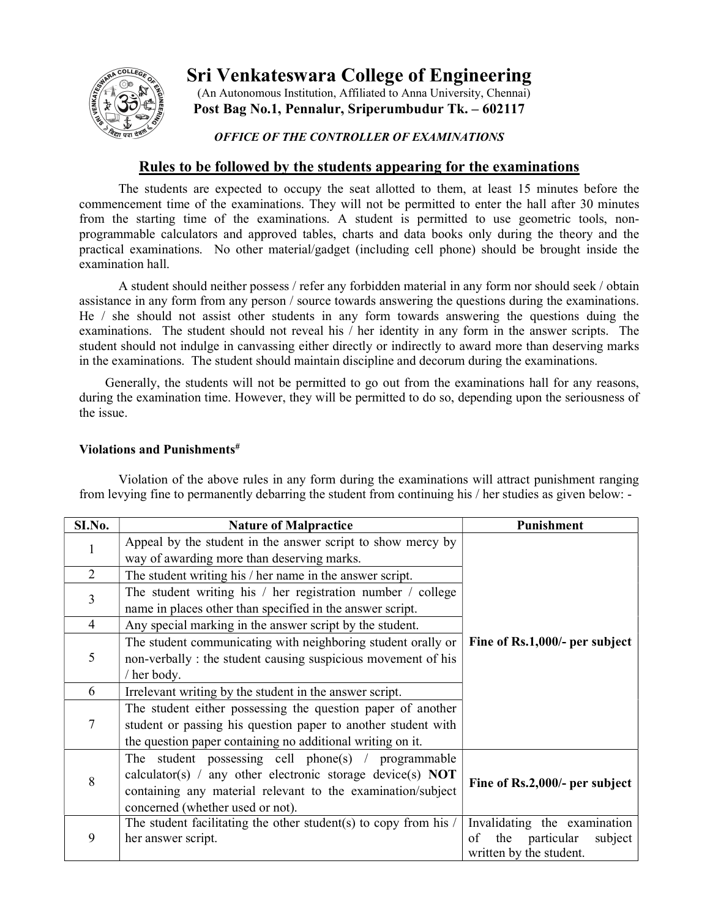# Sri Venkateswara College of Engineering

(An Autonomous Institution, Affiliated to Anna University, Chennai)

**Post Bag No.1, Pennalur, Sriperumbudur Tk. – 602117**

***OFFICE OF THE CONTROLLER OF EXAMINATIONS***

## Rules to be followed by the students appearing for the examinations

The students are expected to occupy the seat allotted to them, at least 15 minutes before the commencement time of the examinations. They will not be permitted to enter the hall after 30 minutes from the starting time of the examinations. A student is permitted to use geometric tools, non-programmable calculators and approved tables, charts and data books only during the theory and the practical examinations. No other material/gadget (including cell phone) should be brought inside the examination hall.

A student should neither possess / refer any forbidden material in any form nor should seek / obtain assistance in any form from any person / source towards answering the questions during the examinations. He / she should not assist other students in any form towards answering the questions duing the examinations. The student should not reveal his / her identity in any form in the answer scripts. The student should not indulge in canvassing either directly or indirectly to award more than deserving marks in the examinations. The student should maintain discipline and decorum during the examinations.

Generally, the students will not be permitted to go out from the examinations hall for any reasons, during the examination time. However, they will be permitted to do so, depending upon the seriousness of the issue.

### Violations and Punishments[#]

Violation of the above rules in any form during the examinations will attract punishment ranging from levying fine to permanently debarring the student from continuing his / her studies as given below: -

| SI.No. | Nature of Malpractice | Punishment |
|---|---|---|
| 1 | Appeal by the student in the answer script to show mercy by way of awarding more than deserving marks. | **Fine of Rs.1,000/- per subject** |
| 2 | The student writing his / her name in the answer script. | |
| 3 | The student writing his / her registration number / college name in places other than specified in the answer script. | |
| 4 | Any special marking in the answer script by the student. | |
| 5 | The student communicating with neighboring student orally or non-verbally : the student causing suspicious movement of his / her body. | |
| 6 | Irrelevant writing by the student in the answer script. | |
| 7 | The student either possessing the question paper of another student or passing his question paper to another student with the question paper containing no additional writing on it. | |
| 8 | The student possessing cell phone(s) / programmable calculator(s) / any other electronic storage device(s) **NOT** containing any material relevant to the examination/subject concerned (whether used or not). | **Fine of Rs.2,000/- per subject** |
| 9 | The student facilitating the other student(s) to copy from his / her answer script. | Invalidating the examination of the particular subject written by the student. |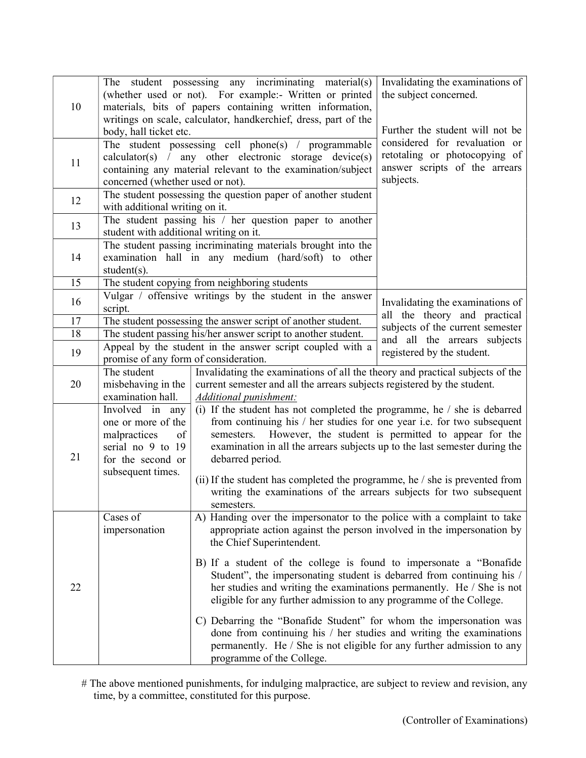| | | |
|---|---|---|
| 10 | The student possessing any incriminating material(s) (whether used or not). For example:- Written or printed materials, bits of papers containing written information, writings on scale, calculator, handkerchief, dress, part of the body, hall ticket etc. | Invalidating the examinations of the subject concerned.<br><br>Further the student will not be considered for revaluation or retotaling or photocopying of answer scripts of the arrears subjects. |
| 11 | The student possessing cell phone(s) / programmable calculator(s) / any other electronic storage device(s) containing any material relevant to the examination/subject concerned (whether used or not). | |
| 12 | The student possessing the question paper of another student with additional writing on it. | |
| 13 | The student passing his / her question paper to another student with additional writing on it. | |
| 14 | The student passing incriminating materials brought into the examination hall in any medium (hard/soft) to other student(s). | |
| 15 | The student copying from neighboring students | |
| 16 | Vulgar / offensive writings by the student in the answer script. | Invalidating the examinations of all the theory and practical subjects of the current semester and all the arrears subjects registered by the student. |
| 17 | The student possessing the answer script of another student. | |
| 18 | The student passing his/her answer script to another student. | |
| 19 | Appeal by the student in the answer script coupled with a promise of any form of consideration. | |
| 20 | The student misbehaving in the examination hall. | Invalidating the examinations of all the theory and practical subjects of the current semester and all the arrears subjects registered by the student.<br>*Additional punishment:*<br>(i) If the student has not completed the programme, he / she is debarred from continuing his / her studies for one year i.e. for two subsequent semesters. However, the student is permitted to appear for the examination in all the arrears subjects up to the last semester during the debarred period.<br>(ii) If the student has completed the programme, he / she is prevented from writing the examinations of the arrears subjects for two subsequent semesters. |
| 21 | Involved in any one or more of the malpractices of serial no 9 to 19 for the second or subsequent times. | |
| 22 | Cases of impersonation | A) Handing over the impersonator to the police with a complaint to take appropriate action against the person involved in the impersonation by the Chief Superintendent.<br>B) If a student of the college is found to impersonate a "Bonafide Student", the impersonating student is debarred from continuing his / her studies and writing the examinations permanently. He / She is not eligible for any further admission to any programme of the College.<br>C) Debarring the "Bonafide Student" for whom the impersonation was done from continuing his / her studies and writing the examinations permanently. He / She is not eligible for any further admission to any programme of the College. |

# The above mentioned punishments, for indulging malpractice, are subject to review and revision, any time, by a committee, constituted for this purpose.

(Controller of Examinations)